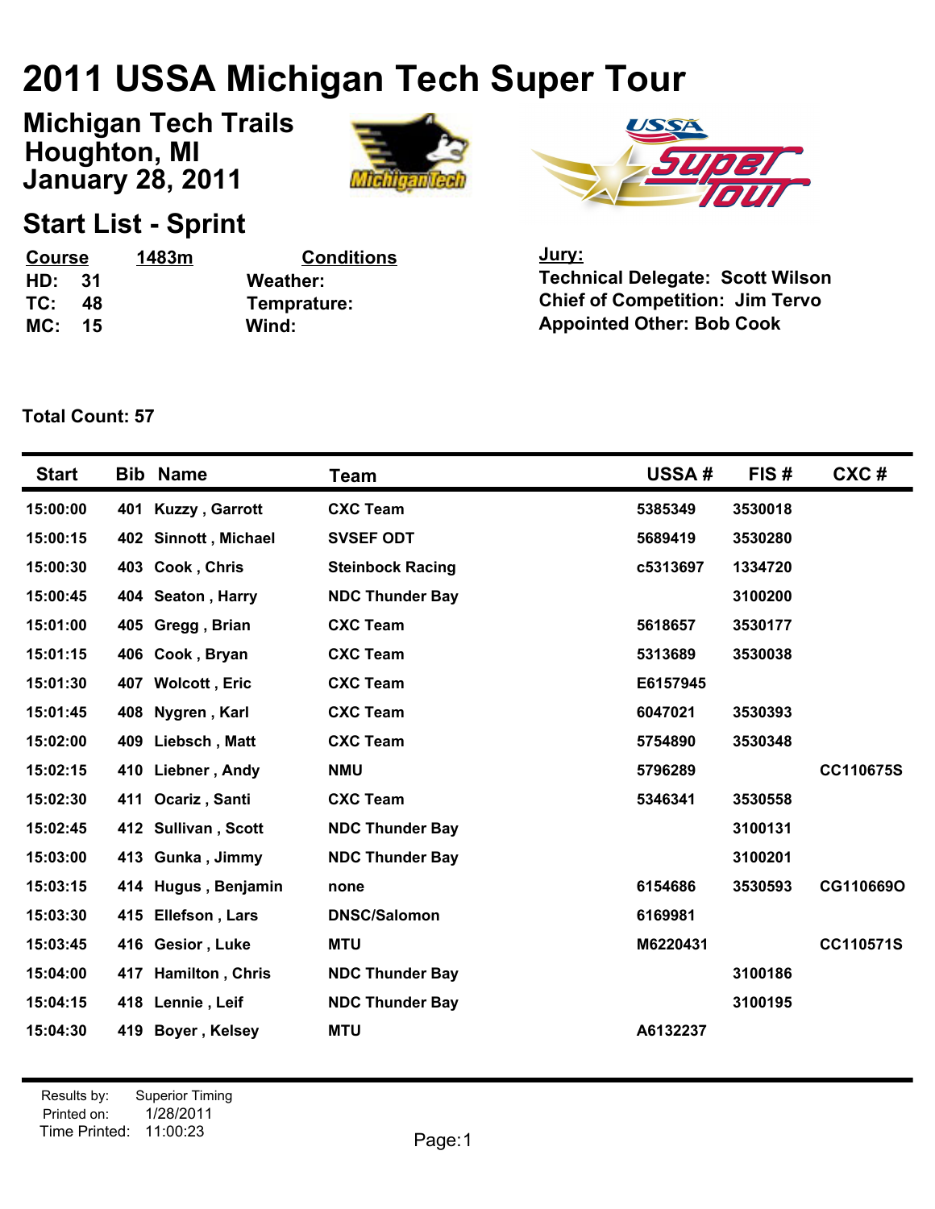# 2011 USSA Michigan Tech Super Tour

## Michigan Tech Trails
## Houghton, MI
## January 28, 2011

## Start List - Sprint

**Course** **1483m**
**HD: 31**
**TC: 48**
**MC: 15**

**Conditions**
**Weather:**
**Temprature:**
**Wind:**

**Jury:**
**Technical Delegate: Scott Wilson**
**Chief of Competition: Jim Tervo**
**Appointed Other: Bob Cook**

**Total Count: 57**

| Start | Bib | Name | Team | USSA # | FIS # | CXC # |
|---|---|---|---|---|---|---|
| 15:00:00 | 401 | Kuzzy , Garrott | CXC Team | 5385349 | 3530018 | |
| 15:00:15 | 402 | Sinnott , Michael | SVSEF ODT | 5689419 | 3530280 | |
| 15:00:30 | 403 | Cook , Chris | Steinbock Racing | c5313697 | 1334720 | |
| 15:00:45 | 404 | Seaton , Harry | NDC Thunder Bay | | 3100200 | |
| 15:01:00 | 405 | Gregg , Brian | CXC Team | 5618657 | 3530177 | |
| 15:01:15 | 406 | Cook , Bryan | CXC Team | 5313689 | 3530038 | |
| 15:01:30 | 407 | Wolcott , Eric | CXC Team | E6157945 | | |
| 15:01:45 | 408 | Nygren , Karl | CXC Team | 6047021 | 3530393 | |
| 15:02:00 | 409 | Liebsch , Matt | CXC Team | 5754890 | 3530348 | |
| 15:02:15 | 410 | Liebner , Andy | NMU | 5796289 | | CC110675S |
| 15:02:30 | 411 | Ocariz , Santi | CXC Team | 5346341 | 3530558 | |
| 15:02:45 | 412 | Sullivan , Scott | NDC Thunder Bay | | 3100131 | |
| 15:03:00 | 413 | Gunka , Jimmy | NDC Thunder Bay | | 3100201 | |
| 15:03:15 | 414 | Hugus , Benjamin | none | 6154686 | 3530593 | CG110669O |
| 15:03:30 | 415 | Ellefson , Lars | DNSC/Salomon | 6169981 | | |
| 15:03:45 | 416 | Gesior , Luke | MTU | M6220431 | | CC110571S |
| 15:04:00 | 417 | Hamilton , Chris | NDC Thunder Bay | | 3100186 | |
| 15:04:15 | 418 | Lennie , Leif | NDC Thunder Bay | | 3100195 | |
| 15:04:30 | 419 | Boyer , Kelsey | MTU | A6132237 | | |

Results by: Superior Timing
Printed on: 1/28/2011
Time Printed: 11:00:23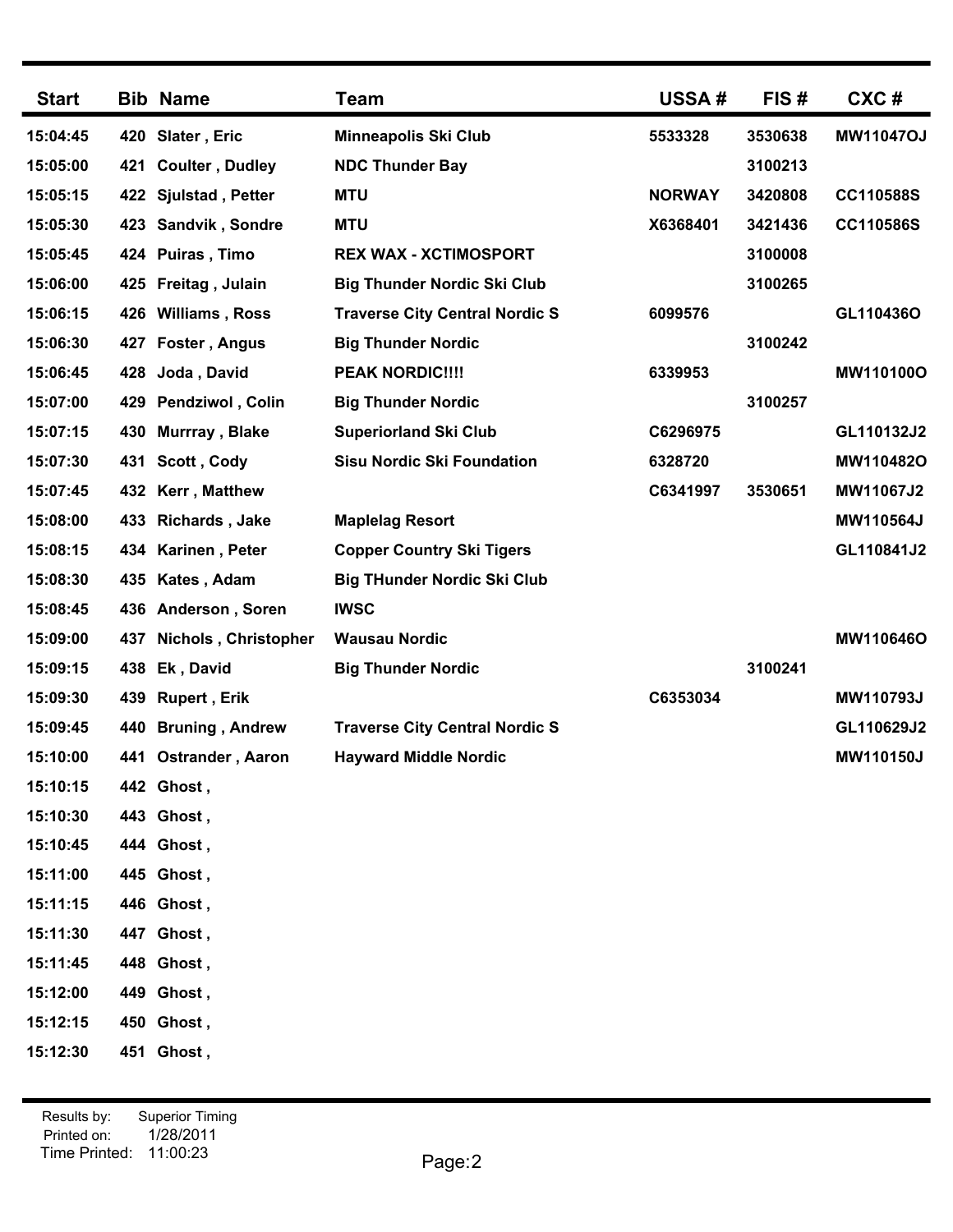| Start | Bib | Name | Team | USSA # | FIS # | CXC # |
|---|---|---|---|---|---|---|
| 15:04:45 | 420 | Slater , Eric | Minneapolis Ski Club | 5533328 | 3530638 | MW11047OJ |
| 15:05:00 | 421 | Coulter , Dudley | NDC Thunder Bay | | 3100213 | |
| 15:05:15 | 422 | Sjulstad , Petter | MTU | NORWAY | 3420808 | CC110588S |
| 15:05:30 | 423 | Sandvik , Sondre | MTU | X6368401 | 3421436 | CC110586S |
| 15:05:45 | 424 | Puiras , Timo | REX WAX - XCTIMOSPORT | | 3100008 | |
| 15:06:00 | 425 | Freitag , Julain | Big Thunder Nordic Ski Club | | 3100265 | |
| 15:06:15 | 426 | Williams , Ross | Traverse City Central Nordic S | 6099576 | | GL110436O |
| 15:06:30 | 427 | Foster , Angus | Big Thunder Nordic | | 3100242 | |
| 15:06:45 | 428 | Joda , David | PEAK NORDIC!!!! | 6339953 | | MW110100O |
| 15:07:00 | 429 | Pendziwol , Colin | Big Thunder Nordic | | 3100257 | |
| 15:07:15 | 430 | Murrray , Blake | Superiorland Ski Club | C6296975 | | GL110132J2 |
| 15:07:30 | 431 | Scott , Cody | Sisu Nordic Ski Foundation | 6328720 | | MW110482O |
| 15:07:45 | 432 | Kerr , Matthew | | C6341997 | 3530651 | MW11067J2 |
| 15:08:00 | 433 | Richards , Jake | Maplelag Resort | | | MW110564J |
| 15:08:15 | 434 | Karinen , Peter | Copper Country Ski Tigers | | | GL110841J2 |
| 15:08:30 | 435 | Kates , Adam | Big THunder Nordic Ski Club | | | |
| 15:08:45 | 436 | Anderson , Soren | IWSC | | | |
| 15:09:00 | 437 | Nichols , Christopher | Wausau Nordic | | | MW110646O |
| 15:09:15 | 438 | Ek , David | Big Thunder Nordic | | 3100241 | |
| 15:09:30 | 439 | Rupert , Erik | | C6353034 | | MW110793J |
| 15:09:45 | 440 | Bruning , Andrew | Traverse City Central Nordic S | | | GL110629J2 |
| 15:10:00 | 441 | Ostrander , Aaron | Hayward Middle Nordic | | | MW110150J |
| 15:10:15 | 442 | Ghost , | | | | |
| 15:10:30 | 443 | Ghost , | | | | |
| 15:10:45 | 444 | Ghost , | | | | |
| 15:11:00 | 445 | Ghost , | | | | |
| 15:11:15 | 446 | Ghost , | | | | |
| 15:11:30 | 447 | Ghost , | | | | |
| 15:11:45 | 448 | Ghost , | | | | |
| 15:12:00 | 449 | Ghost , | | | | |
| 15:12:15 | 450 | Ghost , | | | | |
| 15:12:30 | 451 | Ghost , | | | | |

Results by: Superior Timing
Printed on: 1/28/2011
Time Printed: 11:00:23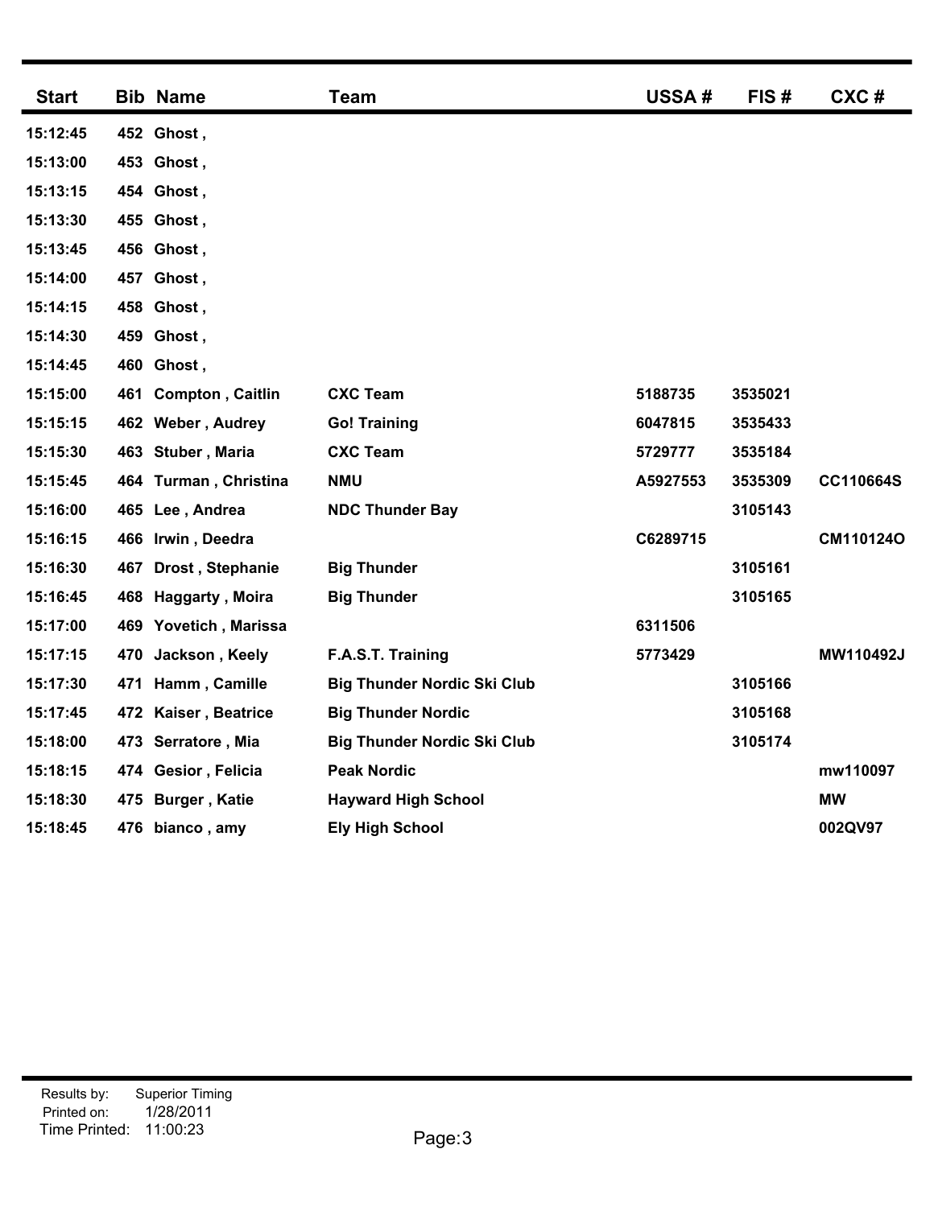| Start | Bib | Name | Team | USSA # | FIS # | CXC # |
|---|---|---|---|---|---|---|
| 15:12:45 | 452 | Ghost , | | | | |
| 15:13:00 | 453 | Ghost , | | | | |
| 15:13:15 | 454 | Ghost , | | | | |
| 15:13:30 | 455 | Ghost , | | | | |
| 15:13:45 | 456 | Ghost , | | | | |
| 15:14:00 | 457 | Ghost , | | | | |
| 15:14:15 | 458 | Ghost , | | | | |
| 15:14:30 | 459 | Ghost , | | | | |
| 15:14:45 | 460 | Ghost , | | | | |
| 15:15:00 | 461 | Compton , Caitlin | CXC Team | 5188735 | 3535021 | |
| 15:15:15 | 462 | Weber , Audrey | Go! Training | 6047815 | 3535433 | |
| 15:15:30 | 463 | Stuber , Maria | CXC Team | 5729777 | 3535184 | |
| 15:15:45 | 464 | Turman , Christina | NMU | A5927553 | 3535309 | CC110664S |
| 15:16:00 | 465 | Lee , Andrea | NDC Thunder Bay | | 3105143 | |
| 15:16:15 | 466 | Irwin , Deedra | | C6289715 | | CM110124O |
| 15:16:30 | 467 | Drost , Stephanie | Big Thunder | | 3105161 | |
| 15:16:45 | 468 | Haggarty , Moira | Big Thunder | | 3105165 | |
| 15:17:00 | 469 | Yovetich , Marissa | | 6311506 | | |
| 15:17:15 | 470 | Jackson , Keely | F.A.S.T. Training | 5773429 | | MW110492J |
| 15:17:30 | 471 | Hamm , Camille | Big Thunder Nordic Ski Club | | 3105166 | |
| 15:17:45 | 472 | Kaiser , Beatrice | Big Thunder Nordic | | 3105168 | |
| 15:18:00 | 473 | Serratore , Mia | Big Thunder Nordic Ski Club | | 3105174 | |
| 15:18:15 | 474 | Gesior , Felicia | Peak Nordic | | | mw110097 |
| 15:18:30 | 475 | Burger , Katie | Hayward High School | | | MW |
| 15:18:45 | 476 | bianco , amy | Ely High School | | | 002QV97 |

Results by: Superior Timing
Printed on: 1/28/2011
Time Printed: 11:00:23